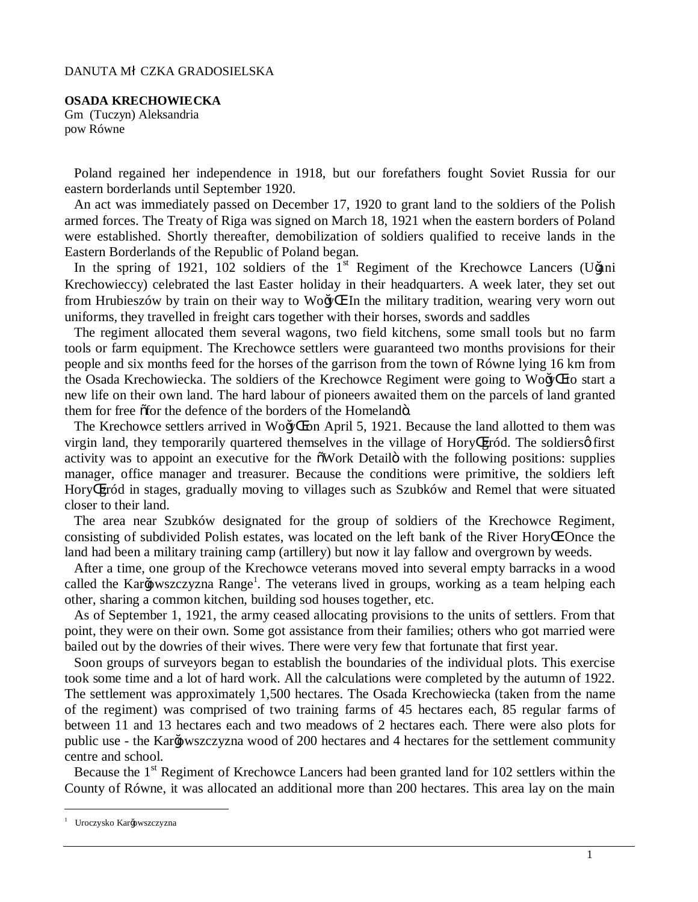DANUTA MŁ CZKA GRADOSIELSKA

**OSADA KRECHOWIECKA**
Gm (Tuczyn) Aleksandria
pow Równe

Poland regained her independence in 1918, but our forefathers fought Soviet Russia for our eastern borderlands until September 1920.

An act was immediately passed on December 17, 1920 to grant land to the soldiers of the Polish armed forces. The Treaty of Riga was signed on March 18, 1921 when the eastern borders of Poland were established. Shortly thereafter, demobilization of soldiers qualified to receive lands in the Eastern Borderlands of the Republic of Poland began.

In the spring of 1921, 102 soldiers of the 1st Regiment of the Krechowce Lancers (Ułani Krechowieccy) celebrated the last Easter holiday in their headquarters. A week later, they set out from Hrubieszów by train on their way to Wołyń. In the military tradition, wearing very worn out uniforms, they travelled in freight cars together with their horses, swords and saddles

The regiment allocated them several wagons, two field kitchens, some small tools but no farm tools or farm equipment. The Krechowce settlers were guaranteed two months provisions for their people and six months feed for the horses of the garrison from the town of Równe lying 16 km from the Osada Krechowiecka. The soldiers of the Krechowce Regiment were going to Wołyń to start a new life on their own land. The hard labour of pioneers awaited them on the parcels of land granted them for free "for the defence of the borders of the Homeland".

The Krechowce settlers arrived in Wołyń on April 5, 1921. Because the land allotted to them was virgin land, they temporarily quartered themselves in the village of Horyńgród. The soldiers' first activity was to appoint an executive for the "Work Detail" with the following positions: supplies manager, office manager and treasurer. Because the conditions were primitive, the soldiers left Horyńgród in stages, gradually moving to villages such as Szubków and Remel that were situated closer to their land.

The area near Szubków designated for the group of soldiers of the Krechowce Regiment, consisting of subdivided Polish estates, was located on the left bank of the River Horyń. Once the land had been a military training camp (artillery) but now it lay fallow and overgrown by weeds.

After a time, one group of the Krechowce veterans moved into several empty barracks in a wood called the Karłowszczyzna Range[1]. The veterans lived in groups, working as a team helping each other, sharing a common kitchen, building sod houses together, etc.

As of September 1, 1921, the army ceased allocating provisions to the units of settlers. From that point, they were on their own. Some got assistance from their families; others who got married were bailed out by the dowries of their wives. There were very few that fortunate that first year.

Soon groups of surveyors began to establish the boundaries of the individual plots. This exercise took some time and a lot of hard work. All the calculations were completed by the autumn of 1922. The settlement was approximately 1,500 hectares. The Osada Krechowiecka (taken from the name of the regiment) was comprised of two training farms of 45 hectares each, 85 regular farms of between 11 and 13 hectares each and two meadows of 2 hectares each. There were also plots for public use - the Karłowszczyzna wood of 200 hectares and 4 hectares for the settlement community centre and school.

Because the 1st Regiment of Krechowce Lancers had been granted land for 102 settlers within the County of Równe, it was allocated an additional more than 200 hectares. This area lay on the main

---

[1] Uroczysko Karłowszczyzna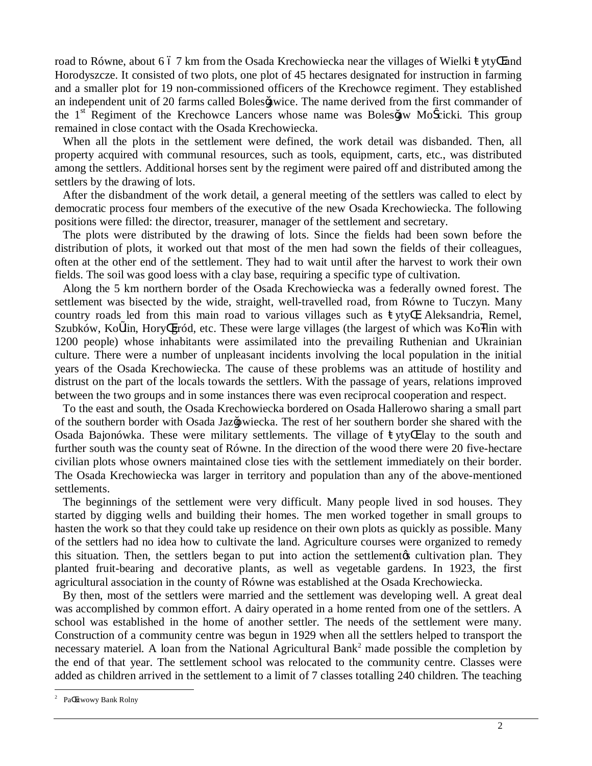road to Równe, about 6 – 7 km from the Osada Krechowiecka near the villages of Wielki Żytyń and Horodyszcze. It consisted of two plots, one plot of 45 hectares designated for instruction in farming and a smaller plot for 19 non-commissioned officers of the Krechowce regiment. They established an independent unit of 20 farms called Bolesławice. The name derived from the first commander of the 1st Regiment of the Krechowce Lancers whose name was Bolesław Mościcki. This group remained in close contact with the Osada Krechowiecka.

When all the plots in the settlement were defined, the work detail was disbanded. Then, all property acquired with communal resources, such as tools, equipment, carts, etc., was distributed among the settlers. Additional horses sent by the regiment were paired off and distributed among the settlers by the drawing of lots.

After the disbandment of the work detail, a general meeting of the settlers was called to elect by democratic process four members of the executive of the new Osada Krechowiecka. The following positions were filled: the director, treasurer, manager of the settlement and secretary.

The plots were distributed by the drawing of lots. Since the fields had been sown before the distribution of plots, it worked out that most of the men had sown the fields of their colleagues, often at the other end of the settlement. They had to wait until after the harvest to work their own fields. The soil was good loess with a clay base, requiring a specific type of cultivation.

Along the 5 km northern border of the Osada Krechowiecka was a federally owned forest. The settlement was bisected by the wide, straight, well-travelled road, from Równe to Tuczyn. Many country roads led from this main road to various villages such as Żytyń, Aleksandria, Remel, Szubków, Koźlin, Horyńgród, etc. These were large villages (the largest of which was Koźlin with 1200 people) whose inhabitants were assimilated into the prevailing Ruthenian and Ukrainian culture. There were a number of unpleasant incidents involving the local population in the initial years of the Osada Krechowiecka. The cause of these problems was an attitude of hostility and distrust on the part of the locals towards the settlers. With the passage of years, relations improved between the two groups and in some instances there was even reciprocal cooperation and respect.

To the east and south, the Osada Krechowiecka bordered on Osada Hallerowo sharing a small part of the southern border with Osada Jazłowiecka. The rest of her southern border she shared with the Osada Bajonówka. These were military settlements. The village of Żytyń lay to the south and further south was the county seat of Równe. In the direction of the wood there were 20 five-hectare civilian plots whose owners maintained close ties with the settlement immediately on their border. The Osada Krechowiecka was larger in territory and population than any of the above-mentioned settlements.

The beginnings of the settlement were very difficult. Many people lived in sod houses. They started by digging wells and building their homes. The men worked together in small groups to hasten the work so that they could take up residence on their own plots as quickly as possible. Many of the settlers had no idea how to cultivate the land. Agriculture courses were organized to remedy this situation. Then, the settlers began to put into action the settlement's cultivation plan. They planted fruit-bearing and decorative plants, as well as vegetable gardens. In 1923, the first agricultural association in the county of Równe was established at the Osada Krechowiecka.

By then, most of the settlers were married and the settlement was developing well. A great deal was accomplished by common effort. A dairy operated in a home rented from one of the settlers. A school was established in the home of another settler. The needs of the settlement were many. Construction of a community centre was begun in 1929 when all the settlers helped to transport the necessary materiel. A loan from the National Agricultural Bank[2] made possible the completion by the end of that year. The settlement school was relocated to the community centre. Classes were added as children arrived in the settlement to a limit of 7 classes totalling 240 children. The teaching

[2] Państwowy Bank Rolny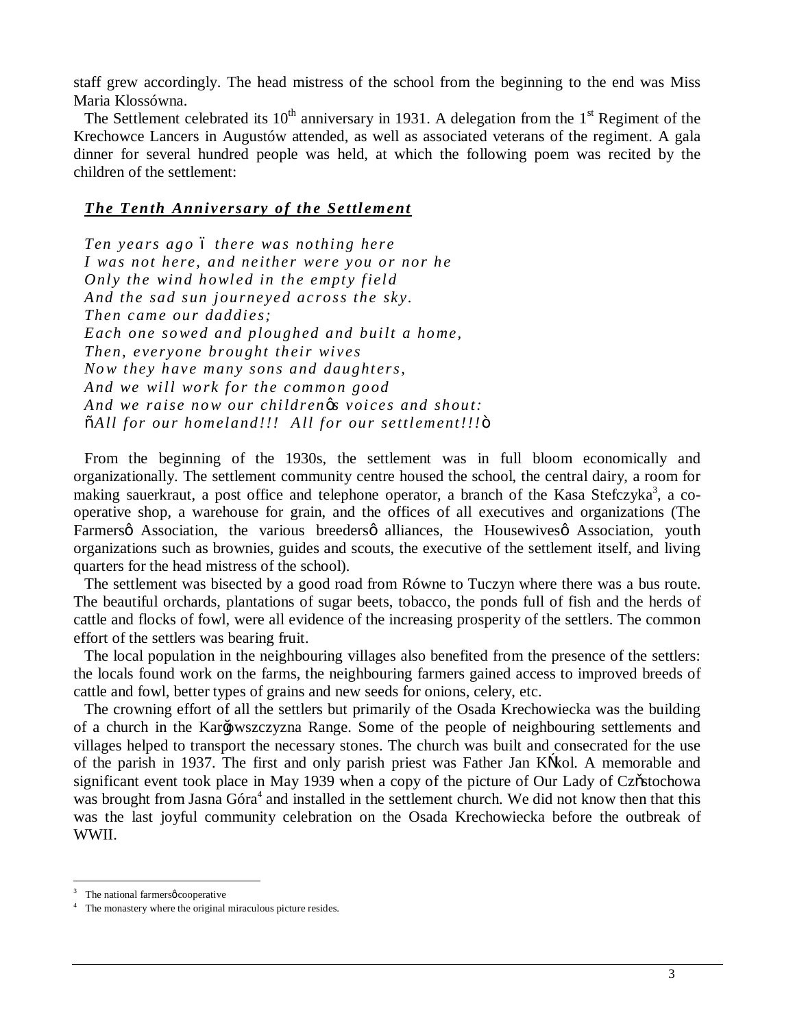staff grew accordingly. The head mistress of the school from the beginning to the end was Miss Maria Klossówna.

The Settlement celebrated its 10th anniversary in 1931. A delegation from the 1st Regiment of the Krechowce Lancers in Augustów attended, as well as associated veterans of the regiment. A gala dinner for several hundred people was held, at which the following poem was recited by the children of the settlement:

***The Tenth Anniversary of the Settlement***

*Ten years ago – there was nothing here*
*I was not here, and neither were you or nor he*
*Only the wind howled in the empty field*
*And the sad sun journeyed across the sky.*
*Then came our daddies;*
*Each one sowed and ploughed and built a home,*
*Then, everyone brought their wives*
*Now they have many sons and daughters,*
*And we will work for the common good*
*And we raise now our children's voices and shout:*
*"All for our homeland!!! All for our settlement!!!"*

From the beginning of the 1930s, the settlement was in full bloom economically and organizationally. The settlement community centre housed the school, the central dairy, a room for making sauerkraut, a post office and telephone operator, a branch of the Kasa Stefczyka[3], a co-operative shop, a warehouse for grain, and the offices of all executives and organizations (The Farmers' Association, the various breeders' alliances, the Housewives' Association, youth organizations such as brownies, guides and scouts, the executive of the settlement itself, and living quarters for the head mistress of the school).

The settlement was bisected by a good road from Równe to Tuczyn where there was a bus route. The beautiful orchards, plantations of sugar beets, tobacco, the ponds full of fish and the herds of cattle and flocks of fowl, were all evidence of the increasing prosperity of the settlers. The common effort of the settlers was bearing fruit.

The local population in the neighbouring villages also benefited from the presence of the settlers: the locals found work on the farms, the neighbouring farmers gained access to improved breeds of cattle and fowl, better types of grains and new seeds for onions, celery, etc.

The crowning effort of all the settlers but primarily of the Osada Krechowiecka was the building of a church in the Karłowszczyzna Range. Some of the people of neighbouring settlements and villages helped to transport the necessary stones. The church was built and consecrated for the use of the parish in 1937. The first and only parish priest was Father Jan Kłkol. A memorable and significant event took place in May 1939 when a copy of the picture of Our Lady of Częstochowa was brought from Jasna Góra[4] and installed in the settlement church. We did not know then that this was the last joyful community celebration on the Osada Krechowiecka before the outbreak of WWII.

---

[3] The national farmers' cooperative

[4] The monastery where the original miraculous picture resides.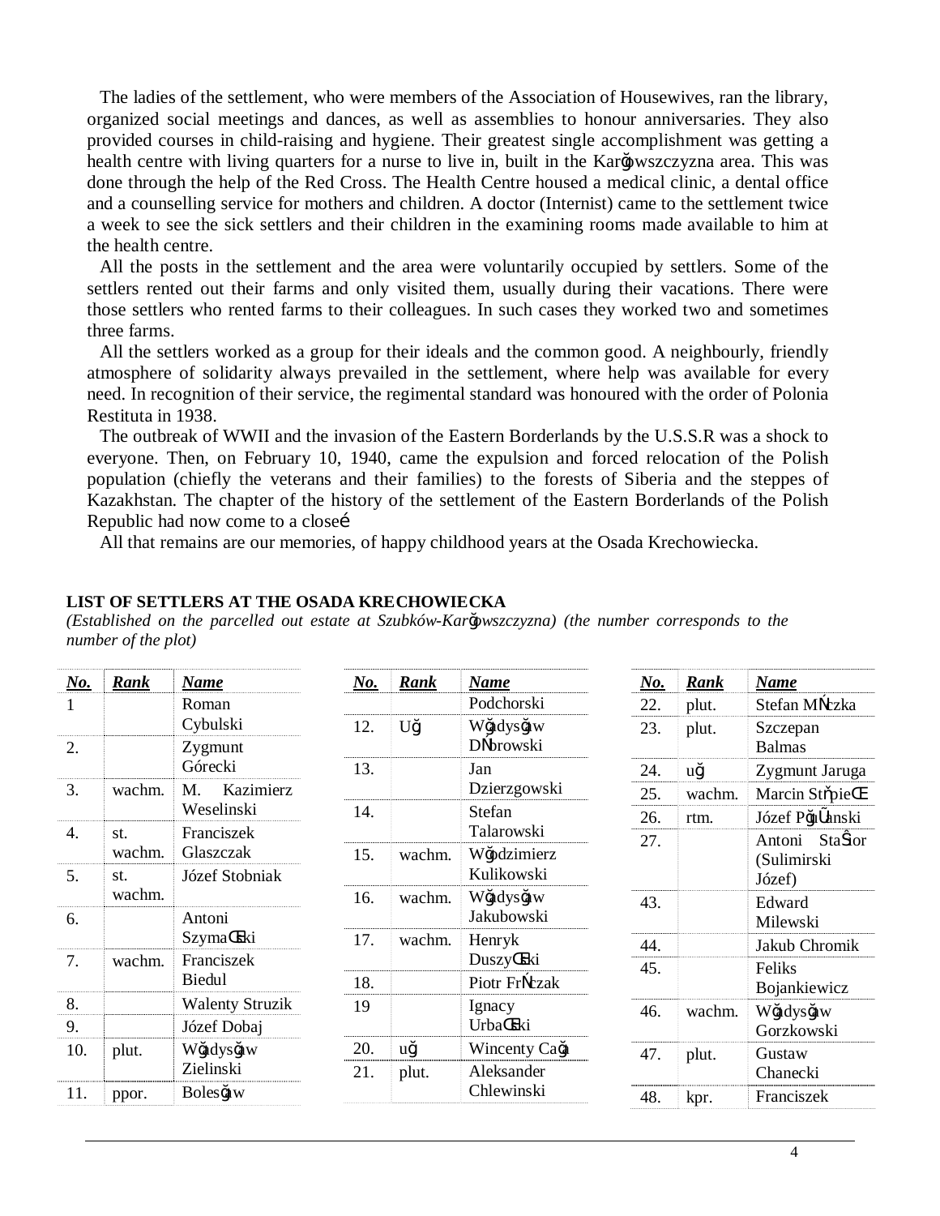The ladies of the settlement, who were members of the Association of Housewives, ran the library, organized social meetings and dances, as well as assemblies to honour anniversaries. They also provided courses in child-raising and hygiene. Their greatest single accomplishment was getting a health centre with living quarters for a nurse to live in, built in the Karŏwszczyzna area. This was done through the help of the Red Cross. The Health Centre housed a medical clinic, a dental office and a counselling service for mothers and children. A doctor (Internist) came to the settlement twice a week to see the sick settlers and their children in the examining rooms made available to him at the health centre.

All the posts in the settlement and the area were voluntarily occupied by settlers. Some of the settlers rented out their farms and only visited them, usually during their vacations. There were those settlers who rented farms to their colleagues. In such cases they worked two and sometimes three farms.

All the settlers worked as a group for their ideals and the common good. A neighbourly, friendly atmosphere of solidarity always prevailed in the settlement, where help was available for every need. In recognition of their service, the regimental standard was honoured with the order of Polonia Restituta in 1938.

The outbreak of WWII and the invasion of the Eastern Borderlands by the U.S.S.R was a shock to everyone. Then, on February 10, 1940, came the expulsion and forced relocation of the Polish population (chiefly the veterans and their families) to the forests of Siberia and the steppes of Kazakhstan. The chapter of the history of the settlement of the Eastern Borderlands of the Polish Republic had now come to a closeé

All that remains are our memories, of happy childhood years at the Osada Krechowiecka.

**LIST OF SETTLERS AT THE OSADA KRECHOWIECKA**

*(Established on the parcelled out estate at Szubków-Karŏwszczyzna) (the number corresponds to the number of the plot)*

| No. | Rank | Name |
|---|---|---|
| 1 | | Roman Cybulski |
| 2. | | Zygmunt Górecki |
| 3. | wachm. | M. Kazimierz Weselinski |
| 4. | st. wachm. | Franciszek Glaszczak |
| 5. | st. wachm. | Józef Stobniak |
| 6. | | Antoni SzymaŒki |
| 7. | wachm. | Franciszek Biedul |
| 8. | | Walenty Struzik |
| 9. | | Józef Dobaj |
| 10. | plut. | Wŏadysŏaw Zielinski |
| 11. | ppor. | Bolesŏaw Podchorski |
| 12. | Uŏ | Wŏadysŏaw DŃbrowski |
| 13. | | Jan Dzierzgowski |
| 14. | | Stefan Talarowski |
| 15. | wachm. | Wŏodzimierz Kulikowski |
| 16. | wachm. | Wŏadysŏaw Jakubowski |
| 17. | wachm. | Henryk DuszyŒki |
| 18. | | Piotr FrŃczak |
| 19 | | Ignacy UrbaŒki |
| 20. | uŏ | Wincenty Caŏa |
| 21. | plut. | Aleksander Chlewinski |
| 22. | plut. | Stefan MŃczka |
| 23. | plut. | Szczepan Balmas |
| 24. | uŏ | Zygmunt Jaruga |
| 25. | wachm. | Marcin StřpieŒ |
| 26. | rtm. | Józef PŏuŬanski |
| 27. | | Antoni StaŜior (Sulimirski Józef) |
| 43. | | Edward Milewski |
| 44. | | Jakub Chromik |
| 45. | | Feliks Bojankiewicz |
| 46. | wachm. | Wŏadysŏaw Gorzkowski |
| 47. | plut. | Gustaw Chanecki |
| 48. | kpr. | Franciszek |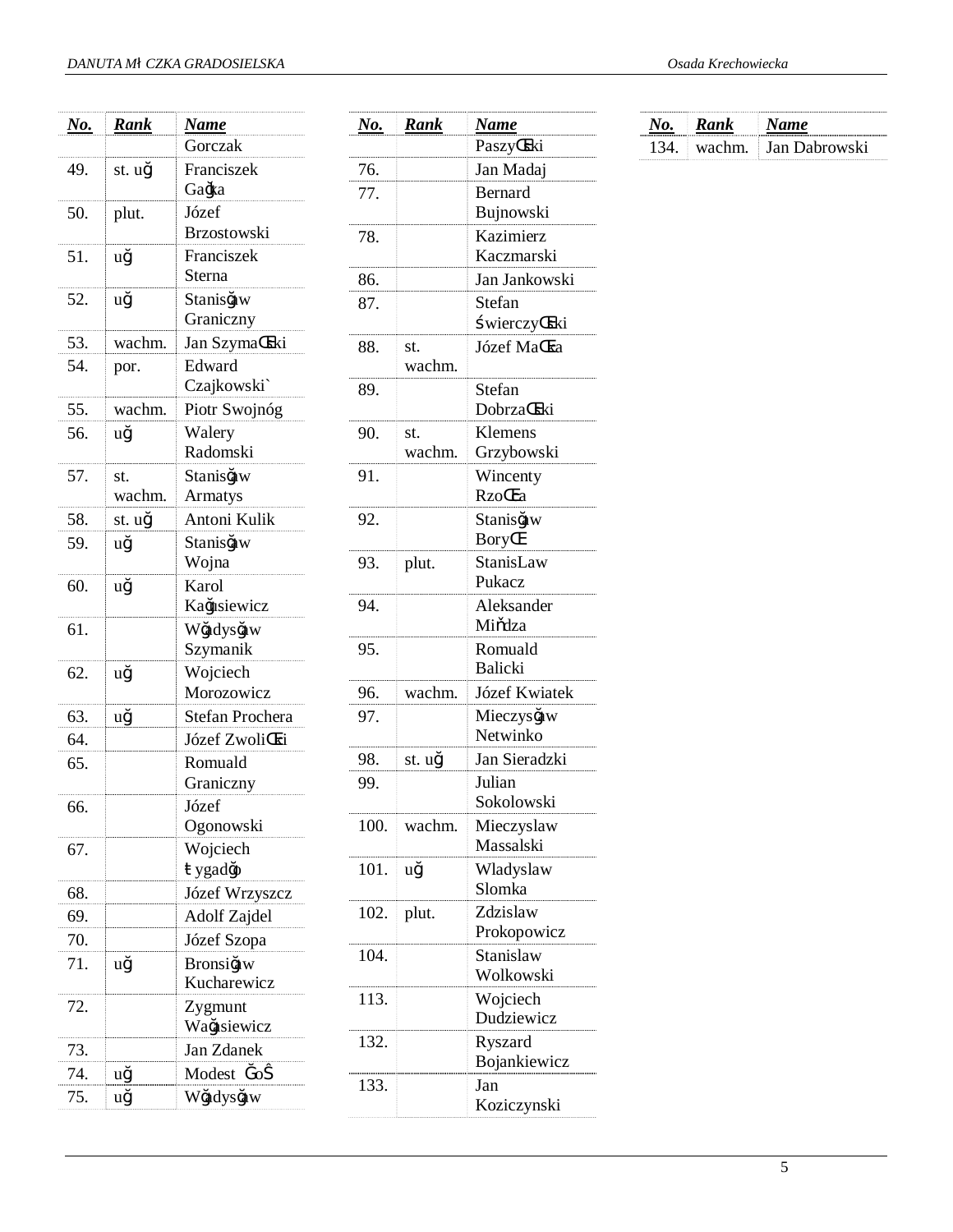| No. | Rank | Name |
|---|---|---|
| | | Gorczak |
| 49. | st. uğ | Franciszek Gağka |
| 50. | plut. | Józef Brzostowski |
| 51. | uğ | Franciszek Sterna |
| 52. | uğ | Stanisğaw Graniczny |
| 53. | wachm. | Jan SzymaŒki |
| 54. | por. | Edward Czajkowski` |
| 55. | wachm. | Piotr Swojnóg |
| 56. | uğ | Walery Radomski |
| 57. | st. wachm. | Stanisğaw Armatys |
| 58. | st. uğ | Antoni Kulik |
| 59. | uğ | Stanisğaw Wojna |
| 60. | uğ | Karol Kağusiewicz |
| 61. | | Wğadysğaw Szymanik |
| 62. | uğ | Wojciech Morozowicz |
| 63. | uğ | Stefan Prochera |
| 64. | | Józef ZwoliŒki |
| 65. | | Romuald Graniczny |
| 66. | | Józef Ogonowski |
| 67. | | Wojciech Łygadğo |
| 68. | | Józef Wrzyszcz |
| 69. | | Adolf Zajdel |
| 70. | | Józef Szopa |
| 71. | uğ | Bronsiğaw Kucharewicz |
| 72. | | Zygmunt Wağusiewicz |
| 73. | | Jan Zdanek |
| 74. | uğ | Modest ĞoŜ |
| 75. | uğ | Wğadysğaw PaszyŒki |
| 76. | | Jan Madaj |
| 77. | | Bernard Bujnowski |
| 78. | | Kazimierz Kaczmarski |
| 86. | | Jan Jankowski |
| 87. | | Stefan ŚwierczyŒki |
| 88. | st. wachm. | Józef MaŒka |
| 89. | | Stefan DobrzaŒki |
| 90. | st. wachm. | Klemens Grzybowski |
| 91. | | Wincenty RzoŒa |
| 92. | | Stanisğaw BoryŒ |
| 93. | plut. | StanisLaw Pukacz |
| 94. | | Aleksander Miňdza |
| 95. | | Romuald Balicki |
| 96. | wachm. | Józef Kwiatek |
| 97. | | Mieczysğaw Netwinko |
| 98. | st. uğ | Jan Sieradzki |
| 99. | | Julian Sokolowski |
| 100. | wachm. | Mieczyslaw Massalski |
| 101. | uğ | Wladyslaw Slomka |
| 102. | plut. | Zdzislaw Prokopowicz |
| 104. | | Stanislaw Wolkowski |
| 113. | | Wojciech Dudziewicz |
| 132. | | Ryszard Bojankiewicz |
| 133. | | Jan Koziczynski |
| 134. | wachm. | Jan Dabrowski |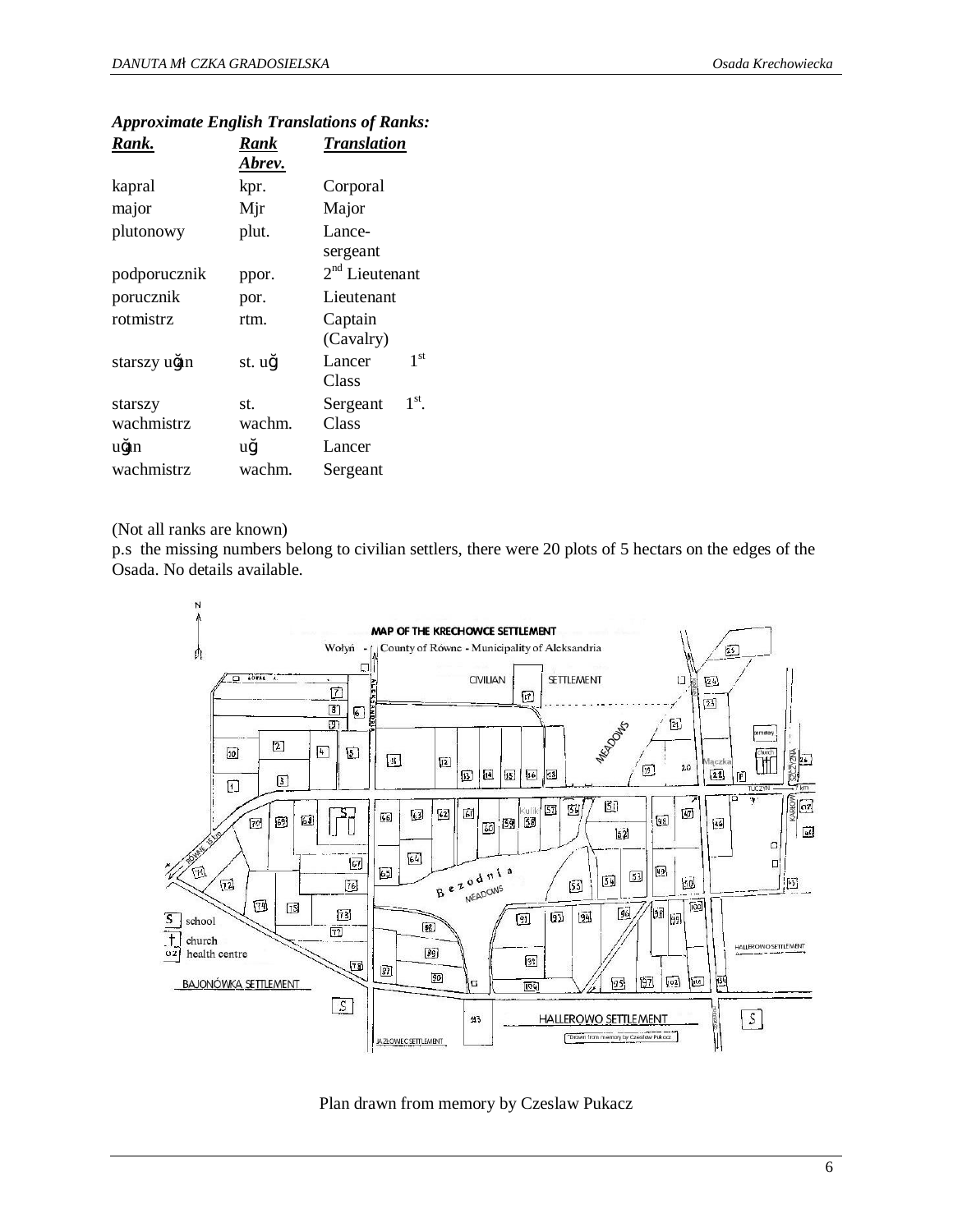***Approximate English Translations of Ranks:***

| ***Rank.*** | ***Rank Abrev.*** | ***Translation*** |
|---|---|---|
| kapral | kpr. | Corporal |
| major | Mjr | Major |
| plutonowy | plut. | Lance-sergeant |
| podporucznik | ppor. | 2nd Lieutenant |
| porucznik | por. | Lieutenant |
| rotmistrz | rtm. | Captain (Cavalry) |
| starszy uğłn | st. uğ | Lancer 1st Class |
| starszy wachmistrz | st. wachm. | Sergeant 1st. Class |
| uğłn | uğ | Lancer |
| wachmistrz | wachm. | Sergeant |

(Not all ranks are known)

p.s the missing numbers belong to civilian settlers, there were 20 plots of 5 hectars on the edges of the Osada. No details available.

Plan drawn from memory by Czeslaw Pukacz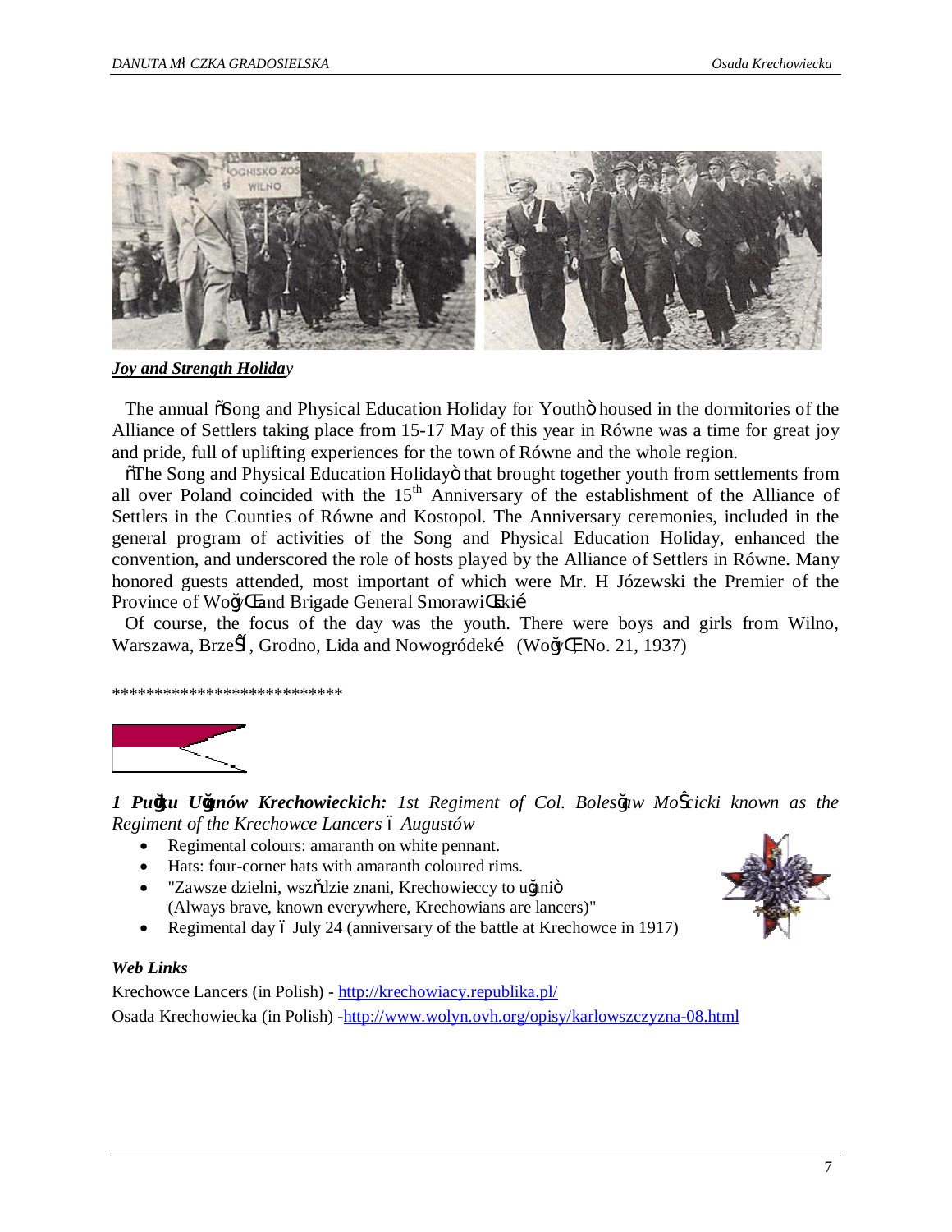***Joy and Strength Holiday***

The annual "Song and Physical Education Holiday for Youth" housed in the dormitories of the Alliance of Settlers taking place from 15-17 May of this year in Równe was a time for great joy and pride, full of uplifting experiences for the town of Równe and the whole region.

"The Song and Physical Education Holiday" that brought together youth from settlements from all over Poland coincided with the 15th Anniversary of the establishment of the Alliance of Settlers in the Counties of Równe and Kostopol. The Anniversary ceremonies, included in the general program of activities of the Song and Physical Education Holiday, enhanced the convention, and underscored the role of hosts played by the Alliance of Settlers in Równe. Many honored guests attended, most important of which were Mr. H Józewski the Premier of the Province of Wołyń and Brigade General Smorawiński…

Of course, the focus of the day was the youth. There were boys and girls from Wilno, Warszawa, Brześć, Grodno, Lida and Nowogródek… (Wołyń, No. 21, 1937)

***************************

***1 Pułku Ułanów Krechowieckich:*** *1st Regiment of Col. Bolesław Mościcki known as the Regiment of the Krechowce Lancers – Augustów*

- Regimental colours: amaranth on white pennant.
- Hats: four-corner hats with amaranth coloured rims.
- "Zawsze dzielni, wszędzie znani, Krechowieccy to ułani" (Always brave, known everywhere, Krechowians are lancers)"
- Regimental day – July 24 (anniversary of the battle at Krechowce in 1917)

***Web Links***

Krechowce Lancers (in Polish) - http://krechowiacy.republika.pl/

Osada Krechowiecka (in Polish) -http://www.wolyn.ovh.org/opisy/karlowszczyzna-08.html